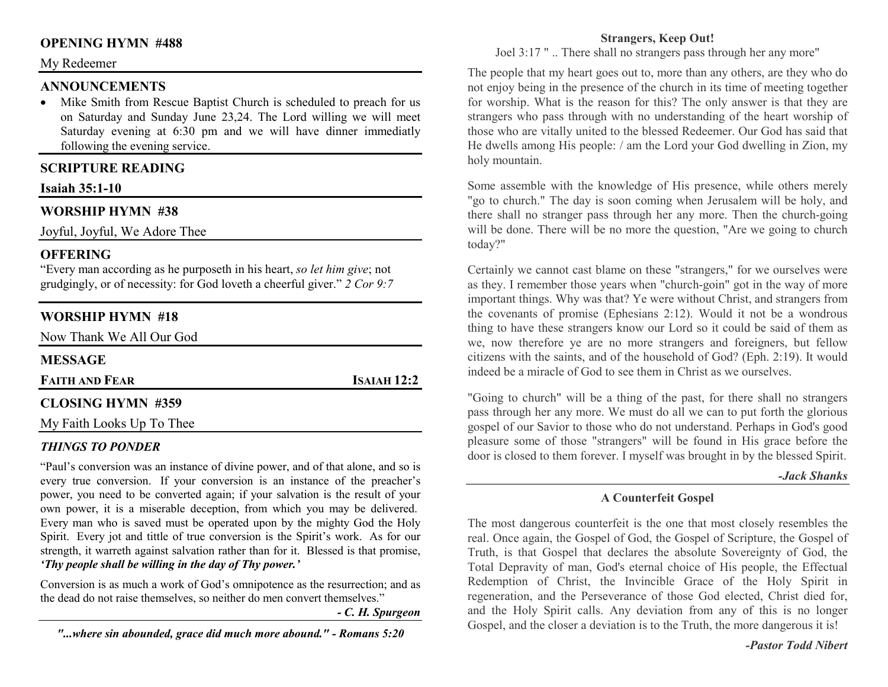## OPENING HYMN #488

My Redeemer

## ANNOUNCEMENTS

- Mike Smith from Rescue Baptist Church is scheduled to preach for us on Saturday and Sunday June 23,24. The Lord willing we will meet Saturday evening at 6:30 pm and we will have dinner immediatly following the evening service.

## SCRIPTURE READING

**Isaiah 35:1-10**

## WORSHIP HYMN #38

Joyful, Joyful, We Adore Thee

## OFFERING

"Every man according as he purposeth in his heart, *so let him give*; not grudgingly, or of necessity: for God loveth a cheerful giver." *2 Cor 9:7*

## WORSHIP HYMN #18

Now Thank We All Our God

## MESSAGE

**FAITH AND FEAR** — **ISAIAH 12:2**

## CLOSING HYMN #359

My Faith Looks Up To Thee

## *THINGS TO PONDER*

"Paul's conversion was an instance of divine power, and of that alone, and so is every true conversion. If your conversion is an instance of the preacher's power, you need to be converted again; if your salvation is the result of your own power, it is a miserable deception, from which you may be delivered. Every man who is saved must be operated upon by the mighty God the Holy Spirit. Every jot and tittle of true conversion is the Spirit's work. As for our strength, it warreth against salvation rather than for it. Blessed is that promise, ***'Thy people shall be willing in the day of Thy power.'***

Conversion is as much a work of God's omnipotence as the resurrection; and as the dead do not raise themselves, so neither do men convert themselves."

***- C. H. Spurgeon***

***"...where sin abounded, grace did much more abound." - Romans 5:20***

### Strangers, Keep Out!

Joel 3:17 " .. There shall no strangers pass through her any more"

The people that my heart goes out to, more than any others, are they who do not enjoy being in the presence of the church in its time of meeting together for worship. What is the reason for this? The only answer is that they are strangers who pass through with no understanding of the heart worship of those who are vitally united to the blessed Redeemer. Our God has said that He dwells among His people: / am the Lord your God dwelling in Zion, my holy mountain.

Some assemble with the knowledge of His presence, while others merely "go to church." The day is soon coming when Jerusalem will be holy, and there shall no stranger pass through her any more. Then the church-going will be done. There will be no more the question, "Are we going to church today?"

Certainly we cannot cast blame on these "strangers," for we ourselves were as they. I remember those years when "church-goin" got in the way of more important things. Why was that? Ye were without Christ, and strangers from the covenants of promise (Ephesians 2:12). Would it not be a wondrous thing to have these strangers know our Lord so it could be said of them as we, now therefore ye are no more strangers and foreigners, but fellow citizens with the saints, and of the household of God? (Eph. 2:19). It would indeed be a miracle of God to see them in Christ as we ourselves.

"Going to church" will be a thing of the past, for there shall no strangers pass through her any more. We must do all we can to put forth the glorious gospel of our Savior to those who do not understand. Perhaps in God's good pleasure some of those "strangers" will be found in His grace before the door is closed to them forever. I myself was brought in by the blessed Spirit.

***-Jack Shanks***

### A Counterfeit Gospel

The most dangerous counterfeit is the one that most closely resembles the real. Once again, the Gospel of God, the Gospel of Scripture, the Gospel of Truth, is that Gospel that declares the absolute Sovereignty of God, the Total Depravity of man, God's eternal choice of His people, the Effectual Redemption of Christ, the Invincible Grace of the Holy Spirit in regeneration, and the Perseverance of those God elected, Christ died for, and the Holy Spirit calls. Any deviation from any of this is no longer Gospel, and the closer a deviation is to the Truth, the more dangerous it is!

***-Pastor Todd Nibert***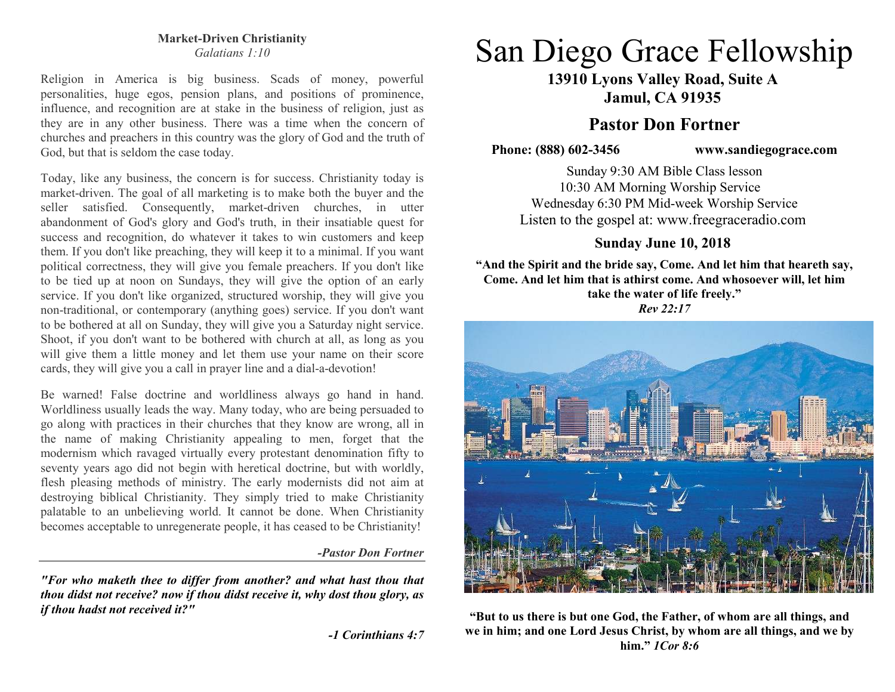## Market-Driven Christianity

*Galatians 1:10*

Religion in America is big business. Scads of money, powerful personalities, huge egos, pension plans, and positions of prominence, influence, and recognition are at stake in the business of religion, just as they are in any other business. There was a time when the concern of churches and preachers in this country was the glory of God and the truth of God, but that is seldom the case today.

Today, like any business, the concern is for success. Christianity today is market-driven. The goal of all marketing is to make both the buyer and the seller satisfied. Consequently, market-driven churches, in utter abandonment of God's glory and God's truth, in their insatiable quest for success and recognition, do whatever it takes to win customers and keep them. If you don't like preaching, they will keep it to a minimal. If you want political correctness, they will give you female preachers. If you don't like to be tied up at noon on Sundays, they will give the option of an early service. If you don't like organized, structured worship, they will give you non-traditional, or contemporary (anything goes) service. If you don't want to be bothered at all on Sunday, they will give you a Saturday night service. Shoot, if you don't want to be bothered with church at all, as long as you will give them a little money and let them use your name on their score cards, they will give you a call in prayer line and a dial-a-devotion!

Be warned! False doctrine and worldliness always go hand in hand. Worldliness usually leads the way. Many today, who are being persuaded to go along with practices in their churches that they know are wrong, all in the name of making Christianity appealing to men, forget that the modernism which ravaged virtually every protestant denomination fifty to seventy years ago did not begin with heretical doctrine, but with worldly, flesh pleasing methods of ministry. The early modernists did not aim at destroying biblical Christianity. They simply tried to make Christianity palatable to an unbelieving world. It cannot be done. When Christianity becomes acceptable to unregenerate people, it has ceased to be Christianity!

***-Pastor Don Fortner***

---

***"For who maketh thee to differ from another? and what hast thou that thou didst not receive? now if thou didst receive it, why dost thou glory, as if thou hadst not received it?"***

***-1 Corinthians 4:7***

# San Diego Grace Fellowship

**13910 Lyons Valley Road, Suite A**
**Jamul, CA 91935**

## Pastor Don Fortner

**Phone: (888) 602-3456** **www.sandiegograce.com**

Sunday 9:30 AM Bible Class lesson
10:30 AM Morning Worship Service
Wednesday 6:30 PM Mid-week Worship Service
Listen to the gospel at: www.freegraceradio.com

### Sunday June 10, 2018

**"And the Spirit and the bride say, Come. And let him that heareth say, Come. And let him that is athirst come. And whosoever will, let him take the water of life freely."**
***Rev 22:17***

**"But to us there is but one God, the Father, of whom are all things, and we in him; and one Lord Jesus Christ, by whom are all things, and we by him."** ***1Cor 8:6***